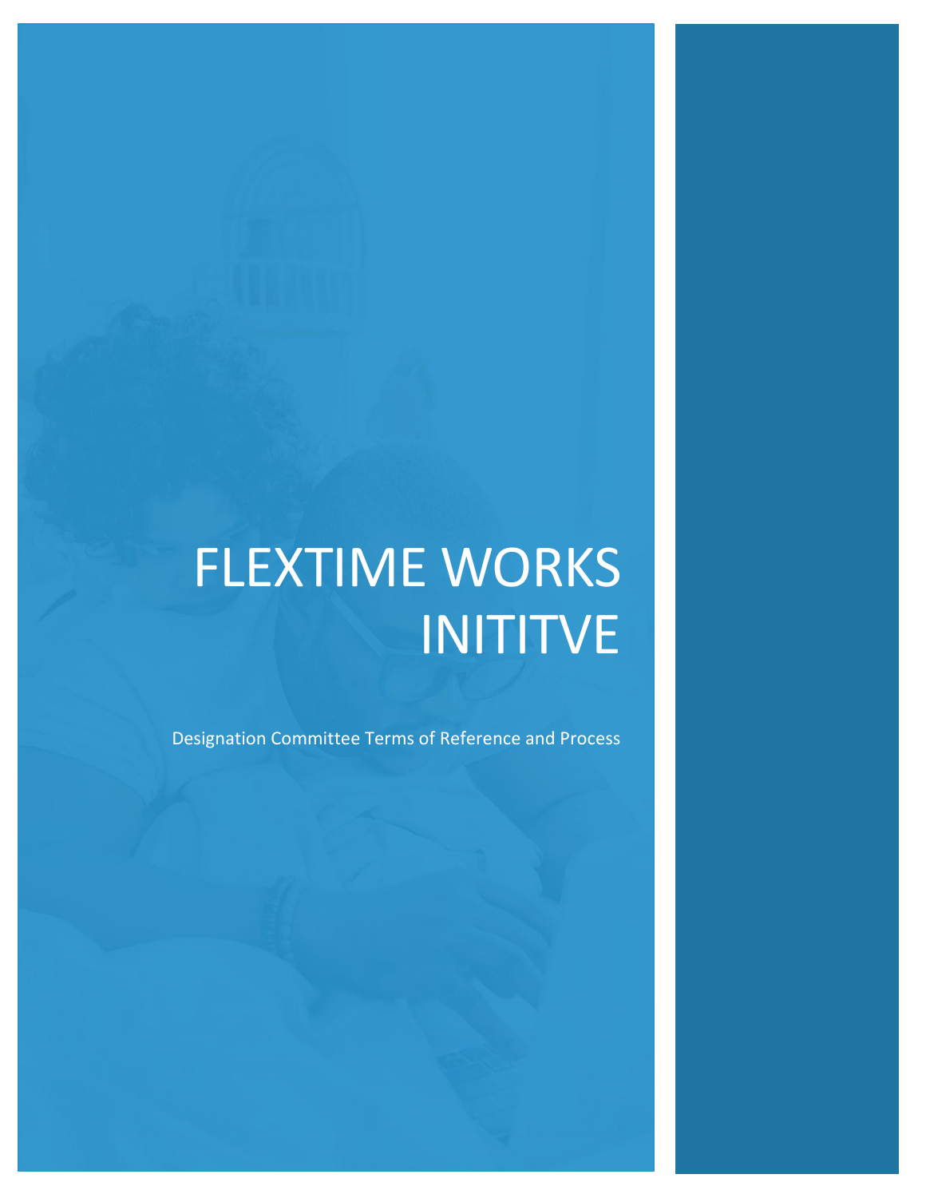# FLEXTIME WORKS INITITVE

Designation Committee Terms of Reference and Process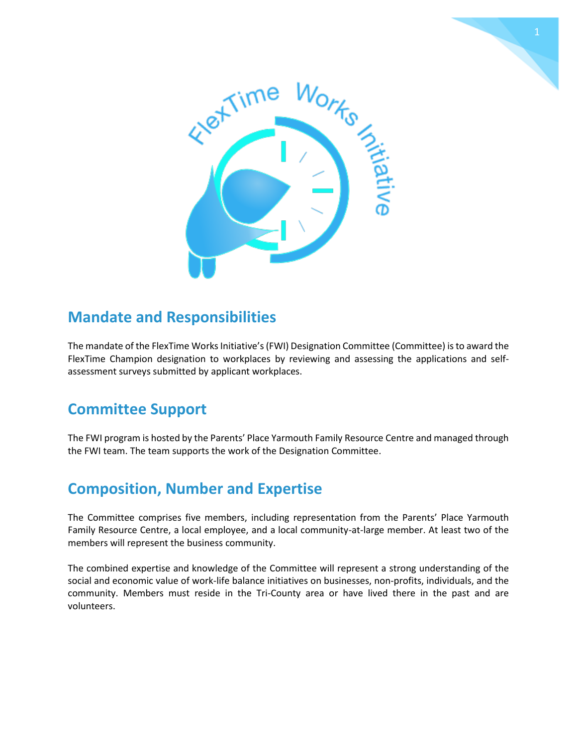## Mandate and Responsibilities

The mandate of the FlexTime Works Initiative's (FWI) Designation Committee (Committee) is to award the FlexTime Champion designation to workplaces by reviewing and assessing the applications and self-assessment surveys submitted by applicant workplaces.

## Committee Support

The FWI program is hosted by the Parents' Place Yarmouth Family Resource Centre and managed through the FWI team. The team supports the work of the Designation Committee.

## Composition, Number and Expertise

The Committee comprises five members, including representation from the Parents' Place Yarmouth Family Resource Centre, a local employee, and a local community-at-large member. At least two of the members will represent the business community.

The combined expertise and knowledge of the Committee will represent a strong understanding of the social and economic value of work-life balance initiatives on businesses, non-profits, individuals, and the community. Members must reside in the Tri-County area or have lived there in the past and are volunteers.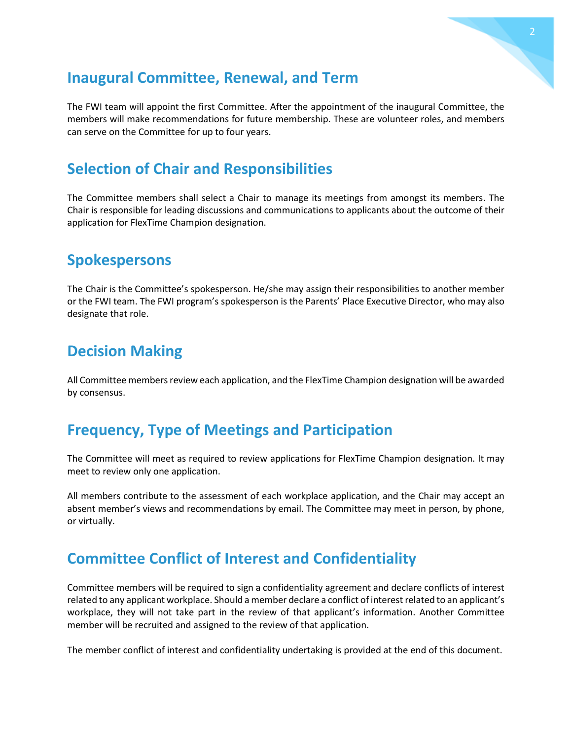## Inaugural Committee, Renewal, and Term

The FWI team will appoint the first Committee. After the appointment of the inaugural Committee, the members will make recommendations for future membership. These are volunteer roles, and members can serve on the Committee for up to four years.

## Selection of Chair and Responsibilities

The Committee members shall select a Chair to manage its meetings from amongst its members. The Chair is responsible for leading discussions and communications to applicants about the outcome of their application for FlexTime Champion designation.

## Spokespersons

The Chair is the Committee's spokesperson. He/she may assign their responsibilities to another member or the FWI team. The FWI program's spokesperson is the Parents' Place Executive Director, who may also designate that role.

## Decision Making

All Committee members review each application, and the FlexTime Champion designation will be awarded by consensus.

## Frequency, Type of Meetings and Participation

The Committee will meet as required to review applications for FlexTime Champion designation. It may meet to review only one application.

All members contribute to the assessment of each workplace application, and the Chair may accept an absent member's views and recommendations by email. The Committee may meet in person, by phone, or virtually.

## Committee Conflict of Interest and Confidentiality

Committee members will be required to sign a confidentiality agreement and declare conflicts of interest related to any applicant workplace. Should a member declare a conflict of interest related to an applicant's workplace, they will not take part in the review of that applicant's information. Another Committee member will be recruited and assigned to the review of that application.

The member conflict of interest and confidentiality undertaking is provided at the end of this document.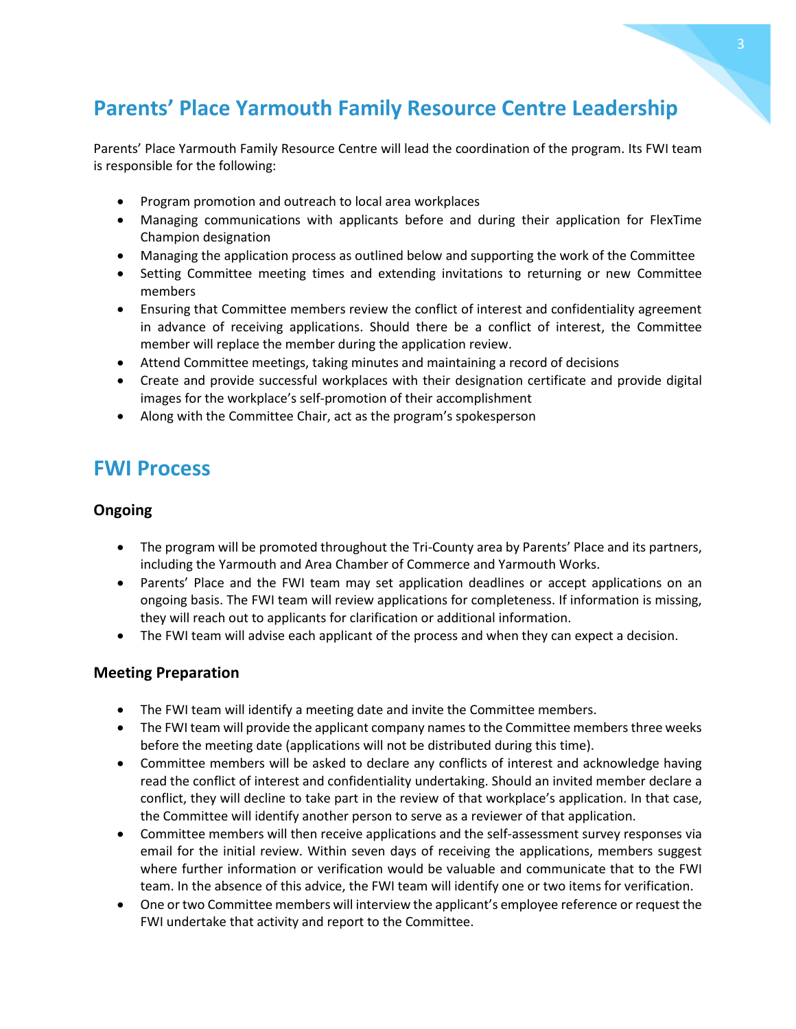## Parents' Place Yarmouth Family Resource Centre Leadership

Parents' Place Yarmouth Family Resource Centre will lead the coordination of the program. Its FWI team is responsible for the following:

- Program promotion and outreach to local area workplaces
- Managing communications with applicants before and during their application for FlexTime Champion designation
- Managing the application process as outlined below and supporting the work of the Committee
- Setting Committee meeting times and extending invitations to returning or new Committee members
- Ensuring that Committee members review the conflict of interest and confidentiality agreement in advance of receiving applications. Should there be a conflict of interest, the Committee member will replace the member during the application review.
- Attend Committee meetings, taking minutes and maintaining a record of decisions
- Create and provide successful workplaces with their designation certificate and provide digital images for the workplace's self-promotion of their accomplishment
- Along with the Committee Chair, act as the program's spokesperson

## FWI Process

### Ongoing

- The program will be promoted throughout the Tri-County area by Parents' Place and its partners, including the Yarmouth and Area Chamber of Commerce and Yarmouth Works.
- Parents' Place and the FWI team may set application deadlines or accept applications on an ongoing basis. The FWI team will review applications for completeness. If information is missing, they will reach out to applicants for clarification or additional information.
- The FWI team will advise each applicant of the process and when they can expect a decision.

### Meeting Preparation

- The FWI team will identify a meeting date and invite the Committee members.
- The FWI team will provide the applicant company names to the Committee members three weeks before the meeting date (applications will not be distributed during this time).
- Committee members will be asked to declare any conflicts of interest and acknowledge having read the conflict of interest and confidentiality undertaking. Should an invited member declare a conflict, they will decline to take part in the review of that workplace's application. In that case, the Committee will identify another person to serve as a reviewer of that application.
- Committee members will then receive applications and the self-assessment survey responses via email for the initial review. Within seven days of receiving the applications, members suggest where further information or verification would be valuable and communicate that to the FWI team. In the absence of this advice, the FWI team will identify one or two items for verification.
- One or two Committee members will interview the applicant's employee reference or request the FWI undertake that activity and report to the Committee.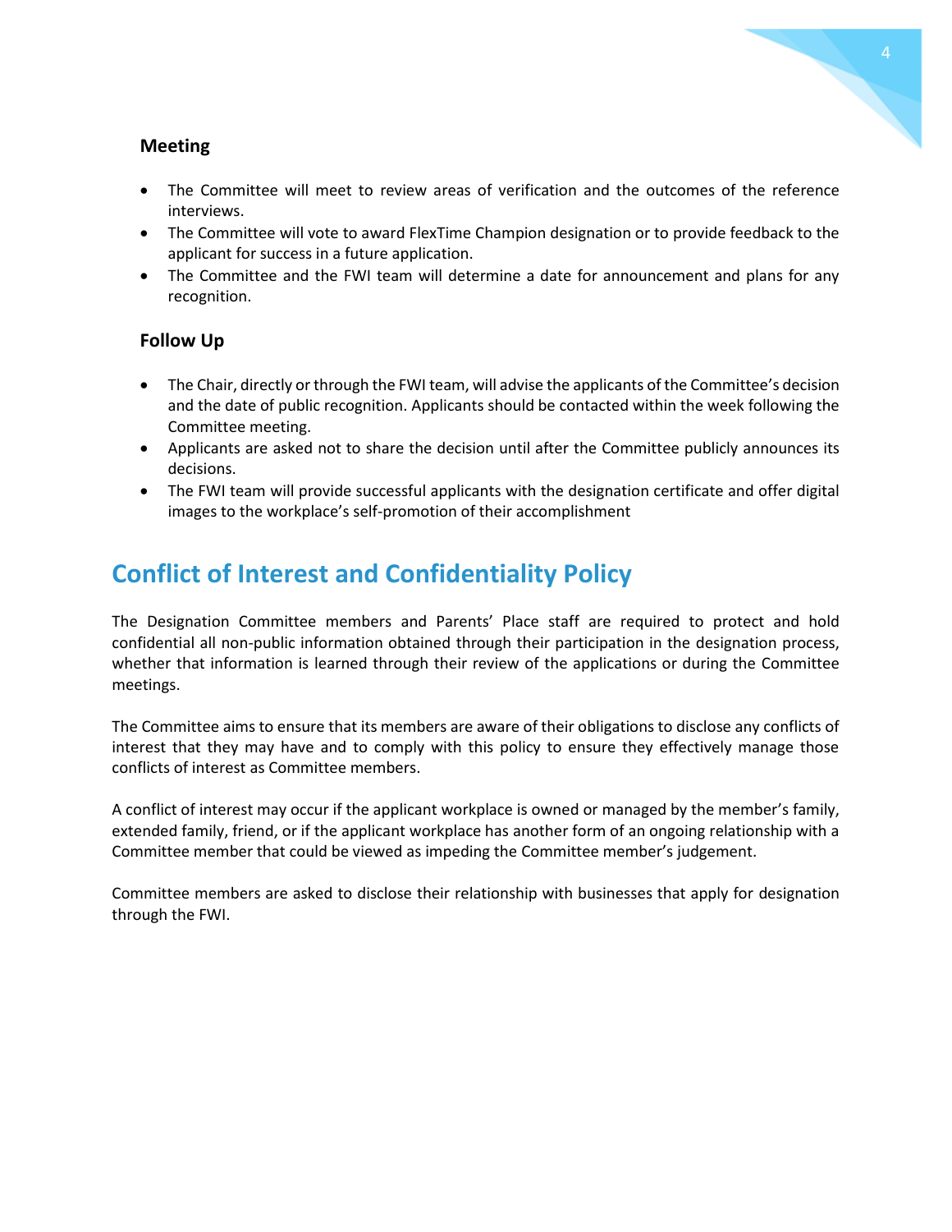### Meeting

- The Committee will meet to review areas of verification and the outcomes of the reference interviews.
- The Committee will vote to award FlexTime Champion designation or to provide feedback to the applicant for success in a future application.
- The Committee and the FWI team will determine a date for announcement and plans for any recognition.

### Follow Up

- The Chair, directly or through the FWI team, will advise the applicants of the Committee's decision and the date of public recognition. Applicants should be contacted within the week following the Committee meeting.
- Applicants are asked not to share the decision until after the Committee publicly announces its decisions.
- The FWI team will provide successful applicants with the designation certificate and offer digital images to the workplace's self-promotion of their accomplishment

## Conflict of Interest and Confidentiality Policy

The Designation Committee members and Parents' Place staff are required to protect and hold confidential all non-public information obtained through their participation in the designation process, whether that information is learned through their review of the applications or during the Committee meetings.

The Committee aims to ensure that its members are aware of their obligations to disclose any conflicts of interest that they may have and to comply with this policy to ensure they effectively manage those conflicts of interest as Committee members.

A conflict of interest may occur if the applicant workplace is owned or managed by the member's family, extended family, friend, or if the applicant workplace has another form of an ongoing relationship with a Committee member that could be viewed as impeding the Committee member's judgement.

Committee members are asked to disclose their relationship with businesses that apply for designation through the FWI.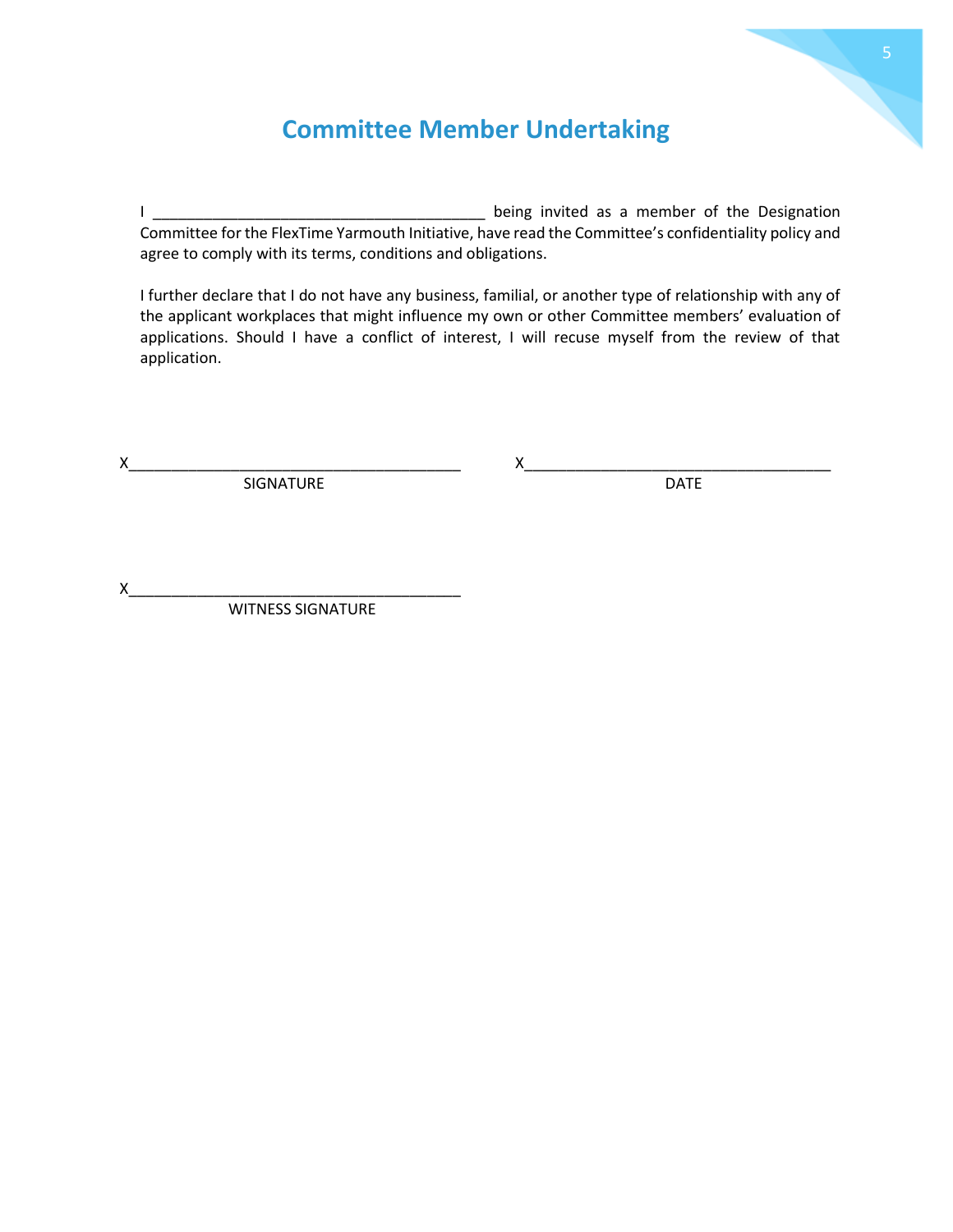# Committee Member Undertaking

I ________________________________________ being invited as a member of the Designation Committee for the FlexTime Yarmouth Initiative, have read the Committee's confidentiality policy and agree to comply with its terms, conditions and obligations.

I further declare that I do not have any business, familial, or another type of relationship with any of the applicant workplaces that might influence my own or other Committee members' evaluation of applications. Should I have a conflict of interest, I will recuse myself from the review of that application.

X________________________________________
SIGNATURE

X_____________________________________
DATE

X________________________________________
WITNESS SIGNATURE